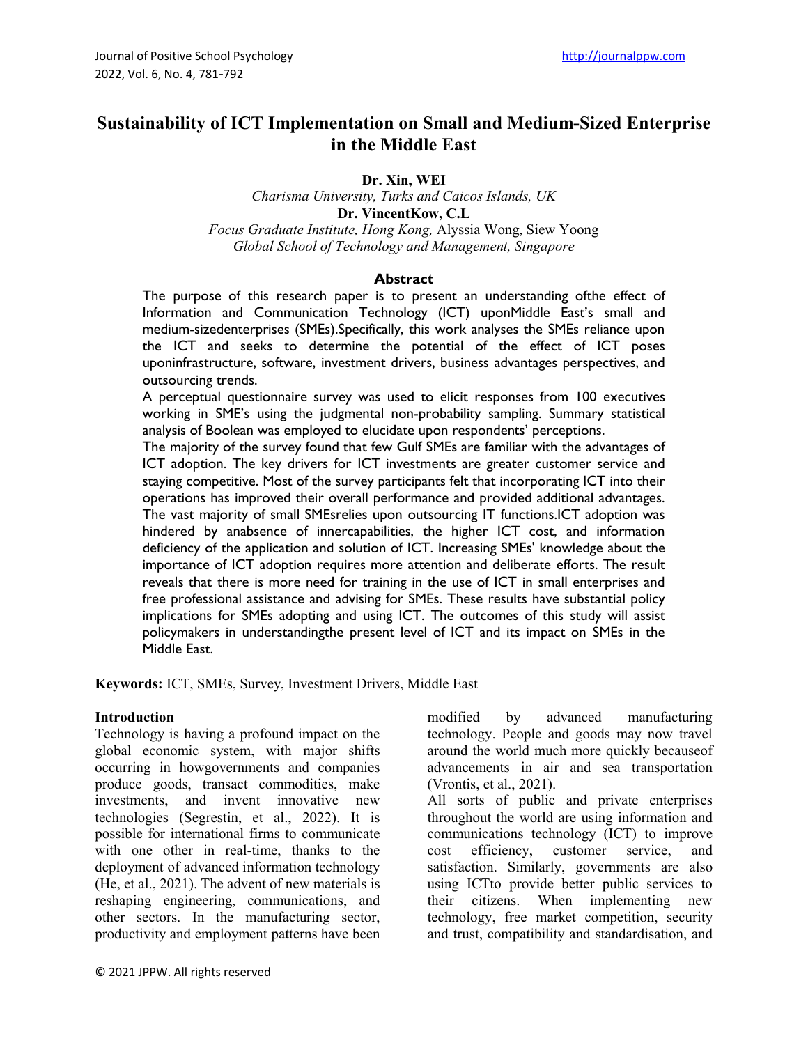# Sustainability of ICT Implementation on Small and Medium-Sized Enterprise in the Middle East

**Dr. Xin, WEI**
*Charisma University, Turks and Caicos Islands, UK*
**Dr. VincentKow, C.L**
*Focus Graduate Institute, Hong Kong,* Alyssia Wong, Siew Yoong
*Global School of Technology and Management, Singapore*

## Abstract

The purpose of this research paper is to present an understanding ofthe effect of Information and Communication Technology (ICT) uponMiddle East's small and medium-sizedenterprises (SMEs).Specifically, this work analyses the SMEs reliance upon the ICT and seeks to determine the potential of the effect of ICT poses uponinfrastructure, software, investment drivers, business advantages perspectives, and outsourcing trends.

A perceptual questionnaire survey was used to elicit responses from 100 executives working in SME's using the judgmental non-probability sampling. Summary statistical analysis of Boolean was employed to elucidate upon respondents' perceptions.

The majority of the survey found that few Gulf SMEs are familiar with the advantages of ICT adoption. The key drivers for ICT investments are greater customer service and staying competitive. Most of the survey participants felt that incorporating ICT into their operations has improved their overall performance and provided additional advantages. The vast majority of small SMEsrelies upon outsourcing IT functions.ICT adoption was hindered by anabsence of innercapabilities, the higher ICT cost, and information deficiency of the application and solution of ICT. Increasing SMEs' knowledge about the importance of ICT adoption requires more attention and deliberate efforts. The result reveals that there is more need for training in the use of ICT in small enterprises and free professional assistance and advising for SMEs. These results have substantial policy implications for SMEs adopting and using ICT. The outcomes of this study will assist policymakers in understandingthe present level of ICT and its impact on SMEs in the Middle East.

**Keywords:** ICT, SMEs, Survey, Investment Drivers, Middle East

## Introduction

Technology is having a profound impact on the global economic system, with major shifts occurring in howgovernments and companies produce goods, transact commodities, make investments, and invent innovative new technologies (Segrestin, et al., 2022). It is possible for international firms to communicate with one other in real-time, thanks to the deployment of advanced information technology (He, et al., 2021). The advent of new materials is reshaping engineering, communications, and other sectors. In the manufacturing sector, productivity and employment patterns have been modified by advanced manufacturing technology. People and goods may now travel around the world much more quickly becauseof advancements in air and sea transportation (Vrontis, et al., 2021).

All sorts of public and private enterprises throughout the world are using information and communications technology (ICT) to improve cost efficiency, customer service, and satisfaction. Similarly, governments are also using ICTto provide better public services to their citizens. When implementing new technology, free market competition, security and trust, compatibility and standardisation, and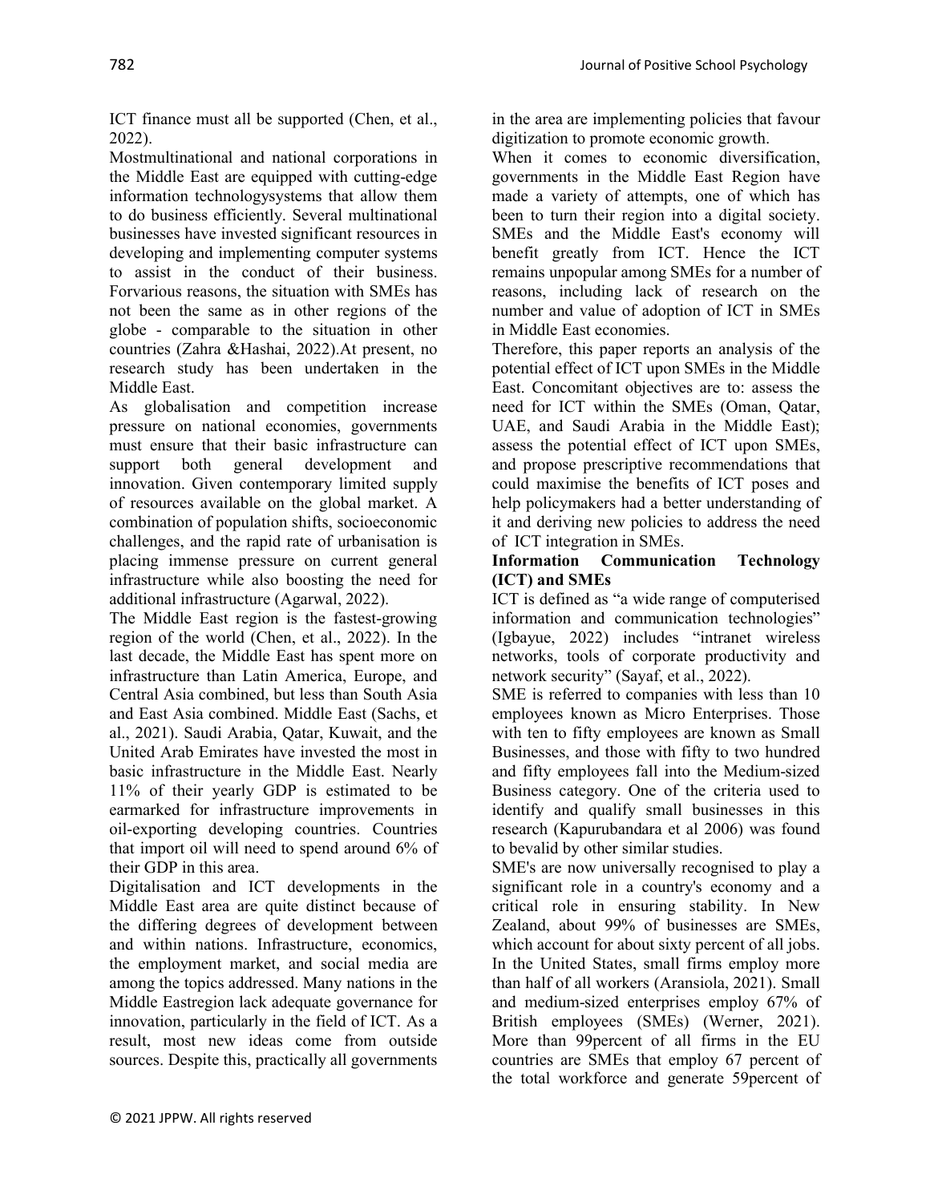ICT finance must all be supported (Chen, et al., 2022).

Mostmultinational and national corporations in the Middle East are equipped with cutting-edge information technologysystems that allow them to do business efficiently. Several multinational businesses have invested significant resources in developing and implementing computer systems to assist in the conduct of their business. Forvarious reasons, the situation with SMEs has not been the same as in other regions of the globe - comparable to the situation in other countries (Zahra &Hashai, 2022).At present, no research study has been undertaken in the Middle East.

As globalisation and competition increase pressure on national economies, governments must ensure that their basic infrastructure can support both general development and innovation. Given contemporary limited supply of resources available on the global market. A combination of population shifts, socioeconomic challenges, and the rapid rate of urbanisation is placing immense pressure on current general infrastructure while also boosting the need for additional infrastructure (Agarwal, 2022).

The Middle East region is the fastest-growing region of the world (Chen, et al., 2022). In the last decade, the Middle East has spent more on infrastructure than Latin America, Europe, and Central Asia combined, but less than South Asia and East Asia combined. Middle East (Sachs, et al., 2021). Saudi Arabia, Qatar, Kuwait, and the United Arab Emirates have invested the most in basic infrastructure in the Middle East. Nearly 11% of their yearly GDP is estimated to be earmarked for infrastructure improvements in oil-exporting developing countries. Countries that import oil will need to spend around 6% of their GDP in this area.

Digitalisation and ICT developments in the Middle East area are quite distinct because of the differing degrees of development between and within nations. Infrastructure, economics, the employment market, and social media are among the topics addressed. Many nations in the Middle Eastregion lack adequate governance for innovation, particularly in the field of ICT. As a result, most new ideas come from outside sources. Despite this, practically all governments in the area are implementing policies that favour digitization to promote economic growth.

When it comes to economic diversification, governments in the Middle East Region have made a variety of attempts, one of which has been to turn their region into a digital society. SMEs and the Middle East's economy will benefit greatly from ICT. Hence the ICT remains unpopular among SMEs for a number of reasons, including lack of research on the number and value of adoption of ICT in SMEs in Middle East economies.

Therefore, this paper reports an analysis of the potential effect of ICT upon SMEs in the Middle East. Concomitant objectives are to: assess the need for ICT within the SMEs (Oman, Qatar, UAE, and Saudi Arabia in the Middle East); assess the potential effect of ICT upon SMEs, and propose prescriptive recommendations that could maximise the benefits of ICT poses and help policymakers had a better understanding of it and deriving new policies to address the need of ICT integration in SMEs.

**Information Communication Technology (ICT) and SMEs**

ICT is defined as "a wide range of computerised information and communication technologies" (Igbayue, 2022) includes "intranet wireless networks, tools of corporate productivity and network security" (Sayaf, et al., 2022).

SME is referred to companies with less than 10 employees known as Micro Enterprises. Those with ten to fifty employees are known as Small Businesses, and those with fifty to two hundred and fifty employees fall into the Medium-sized Business category. One of the criteria used to identify and qualify small businesses in this research (Kapurubandara et al 2006) was found to bevalid by other similar studies.

SME's are now universally recognised to play a significant role in a country's economy and a critical role in ensuring stability. In New Zealand, about 99% of businesses are SMEs, which account for about sixty percent of all jobs. In the United States, small firms employ more than half of all workers (Aransiola, 2021). Small and medium-sized enterprises employ 67% of British employees (SMEs) (Werner, 2021). More than 99percent of all firms in the EU countries are SMEs that employ 67 percent of the total workforce and generate 59percent of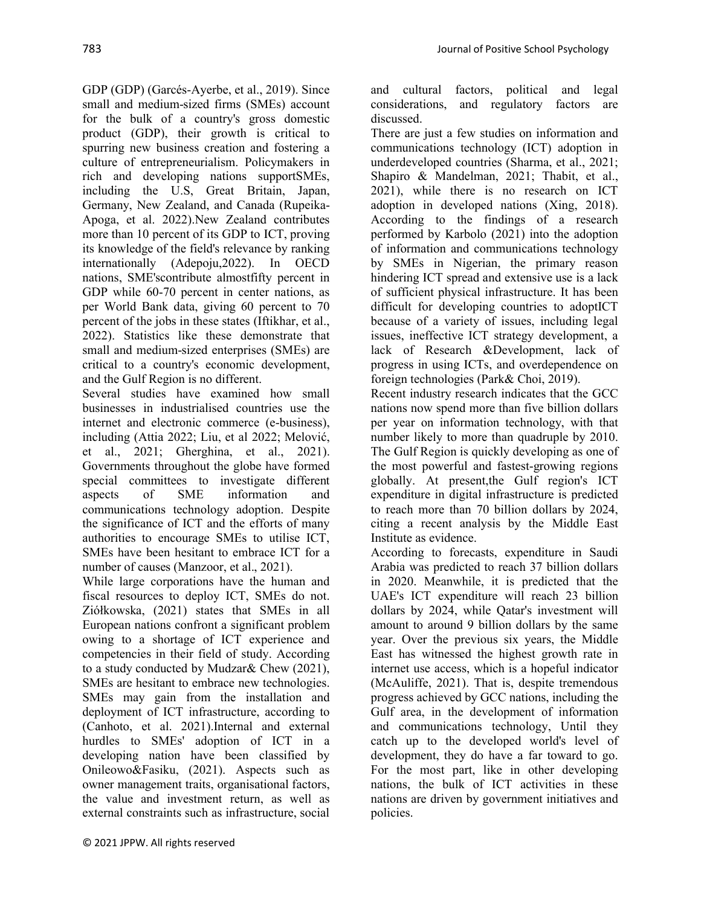GDP (GDP) (Garcés-Ayerbe, et al., 2019). Since small and medium-sized firms (SMEs) account for the bulk of a country's gross domestic product (GDP), their growth is critical to spurring new business creation and fostering a culture of entrepreneurialism. Policymakers in rich and developing nations supportSMEs, including the U.S, Great Britain, Japan, Germany, New Zealand, and Canada (Rupeika-Apoga, et al. 2022).New Zealand contributes more than 10 percent of its GDP to ICT, proving its knowledge of the field's relevance by ranking internationally (Adepoju,2022). In OECD nations, SME'scontribute almostfifty percent in GDP while 60-70 percent in center nations, as per World Bank data, giving 60 percent to 70 percent of the jobs in these states (Iftikhar, et al., 2022). Statistics like these demonstrate that small and medium-sized enterprises (SMEs) are critical to a country's economic development, and the Gulf Region is no different.

Several studies have examined how small businesses in industrialised countries use the internet and electronic commerce (e-business), including (Attia 2022; Liu, et al 2022; Melović, et al., 2021; Gherghina, et al., 2021). Governments throughout the globe have formed special committees to investigate different aspects of SME information and communications technology adoption. Despite the significance of ICT and the efforts of many authorities to encourage SMEs to utilise ICT, SMEs have been hesitant to embrace ICT for a number of causes (Manzoor, et al., 2021).

While large corporations have the human and fiscal resources to deploy ICT, SMEs do not. Ziółkowska, (2021) states that SMEs in all European nations confront a significant problem owing to a shortage of ICT experience and competencies in their field of study. According to a study conducted by Mudzar& Chew (2021), SMEs are hesitant to embrace new technologies. SMEs may gain from the installation and deployment of ICT infrastructure, according to (Canhoto, et al. 2021).Internal and external hurdles to SMEs' adoption of ICT in a developing nation have been classified by Onileowo&Fasiku, (2021). Aspects such as owner management traits, organisational factors, the value and investment return, as well as external constraints such as infrastructure, social and cultural factors, political and legal considerations, and regulatory factors are discussed.

There are just a few studies on information and communications technology (ICT) adoption in underdeveloped countries (Sharma, et al., 2021; Shapiro & Mandelman, 2021; Thabit, et al., 2021), while there is no research on ICT adoption in developed nations (Xing, 2018). According to the findings of a research performed by Karbolo (2021) into the adoption of information and communications technology by SMEs in Nigerian, the primary reason hindering ICT spread and extensive use is a lack of sufficient physical infrastructure. It has been difficult for developing countries to adoptICT because of a variety of issues, including legal issues, ineffective ICT strategy development, a lack of Research &Development, lack of progress in using ICTs, and overdependence on foreign technologies (Park& Choi, 2019).

Recent industry research indicates that the GCC nations now spend more than five billion dollars per year on information technology, with that number likely to more than quadruple by 2010. The Gulf Region is quickly developing as one of the most powerful and fastest-growing regions globally. At present,the Gulf region's ICT expenditure in digital infrastructure is predicted to reach more than 70 billion dollars by 2024, citing a recent analysis by the Middle East Institute as evidence.

According to forecasts, expenditure in Saudi Arabia was predicted to reach 37 billion dollars in 2020. Meanwhile, it is predicted that the UAE's ICT expenditure will reach 23 billion dollars by 2024, while Qatar's investment will amount to around 9 billion dollars by the same year. Over the previous six years, the Middle East has witnessed the highest growth rate in internet use access, which is a hopeful indicator (McAuliffe, 2021). That is, despite tremendous progress achieved by GCC nations, including the Gulf area, in the development of information and communications technology, Until they catch up to the developed world's level of development, they do have a far toward to go. For the most part, like in other developing nations, the bulk of ICT activities in these nations are driven by government initiatives and policies.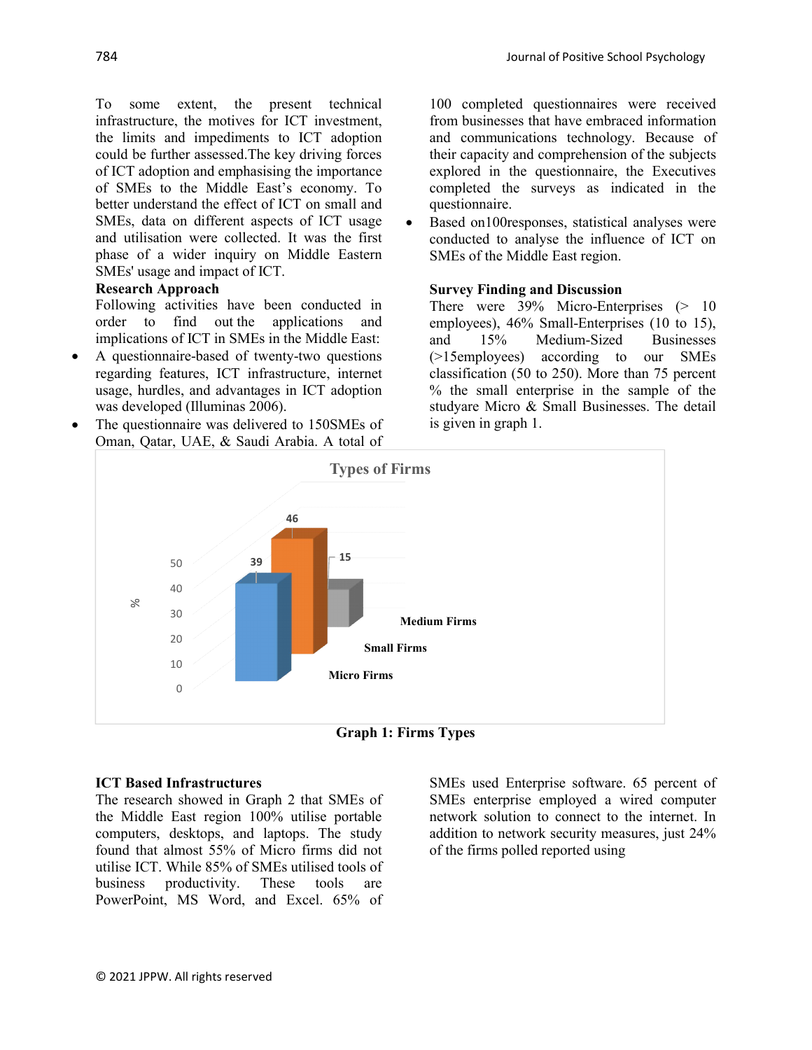To some extent, the present technical infrastructure, the motives for ICT investment, the limits and impediments to ICT adoption could be further assessed.The key driving forces of ICT adoption and emphasising the importance of SMEs to the Middle East's economy. To better understand the effect of ICT on small and SMEs, data on different aspects of ICT usage and utilisation were collected. It was the first phase of a wider inquiry on Middle Eastern SMEs' usage and impact of ICT.

**Research Approach**

Following activities have been conducted in order to find out the applications and implications of ICT in SMEs in the Middle East:

- A questionnaire-based of twenty-two questions regarding features, ICT infrastructure, internet usage, hurdles, and advantages in ICT adoption was developed (Illuminas 2006).
- The questionnaire was delivered to 150SMEs of Oman, Qatar, UAE, & Saudi Arabia. A total of 100 completed questionnaires were received from businesses that have embraced information and communications technology. Because of their capacity and comprehension of the subjects explored in the questionnaire, the Executives completed the surveys as indicated in the questionnaire.
- Based on100responses, statistical analyses were conducted to analyse the influence of ICT on SMEs of the Middle East region.

**Survey Finding and Discussion**

There were 39% Micro-Enterprises (> 10 employees), 46% Small-Enterprises (10 to 15), and 15% Medium-Sized Businesses (>15employees) according to our SMEs classification (50 to 250). More than 75 percent % the small enterprise in the sample of the studyare Micro & Small Businesses. The detail is given in graph 1.

Types of Firms

| Firm type | % |
|---|---|
| Micro Firms | 39 |
| Small Firms | 46 |
| Medium Firms | 15 |

**Graph 1: Firms Types**

**ICT Based Infrastructures**

The research showed in Graph 2 that SMEs of the Middle East region 100% utilise portable computers, desktops, and laptops. The study found that almost 55% of Micro firms did not utilise ICT. While 85% of SMEs utilised tools of business productivity. These tools are PowerPoint, MS Word, and Excel. 65% of SMEs used Enterprise software. 65 percent of SMEs enterprise employed a wired computer network solution to connect to the internet. In addition to network security measures, just 24% of the firms polled reported using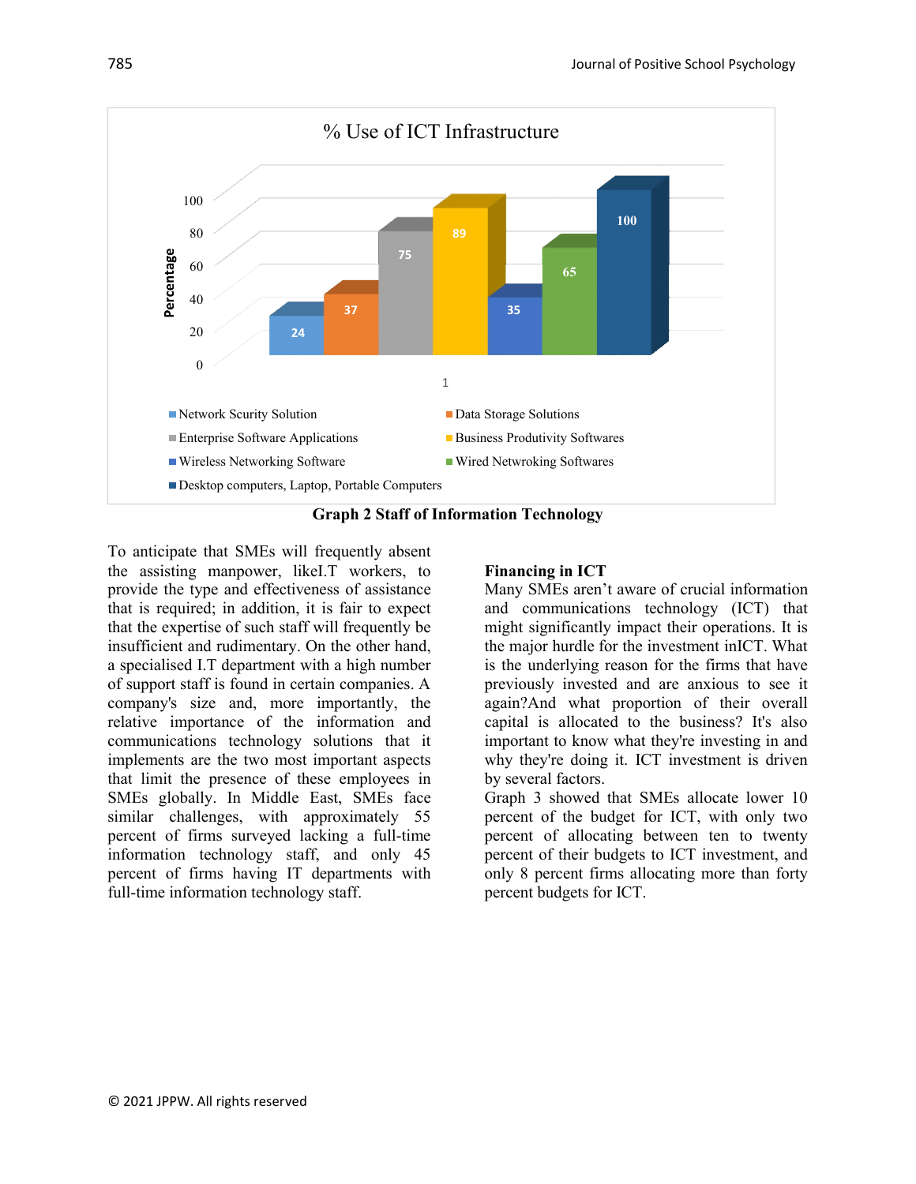**Graph 2 Staff of Information Technology**

To anticipate that SMEs will frequently absent the assisting manpower, likeI.T workers, to provide the type and effectiveness of assistance that is required; in addition, it is fair to expect that the expertise of such staff will frequently be insufficient and rudimentary. On the other hand, a specialised I.T department with a high number of support staff is found in certain companies. A company's size and, more importantly, the relative importance of the information and communications technology solutions that it implements are the two most important aspects that limit the presence of these employees in SMEs globally. In Middle East, SMEs face similar challenges, with approximately 55 percent of firms surveyed lacking a full-time information technology staff, and only 45 percent of firms having IT departments with full-time information technology staff.

**Financing in ICT**

Many SMEs aren't aware of crucial information and communications technology (ICT) that might significantly impact their operations. It is the major hurdle for the investment inICT. What is the underlying reason for the firms that have previously invested and are anxious to see it again?And what proportion of their overall capital is allocated to the business? It's also important to know what they're investing in and why they're doing it. ICT investment is driven by several factors.

Graph 3 showed that SMEs allocate lower 10 percent of the budget for ICT, with only two percent of allocating between ten to twenty percent of their budgets to ICT investment, and only 8 percent firms allocating more than forty percent budgets for ICT.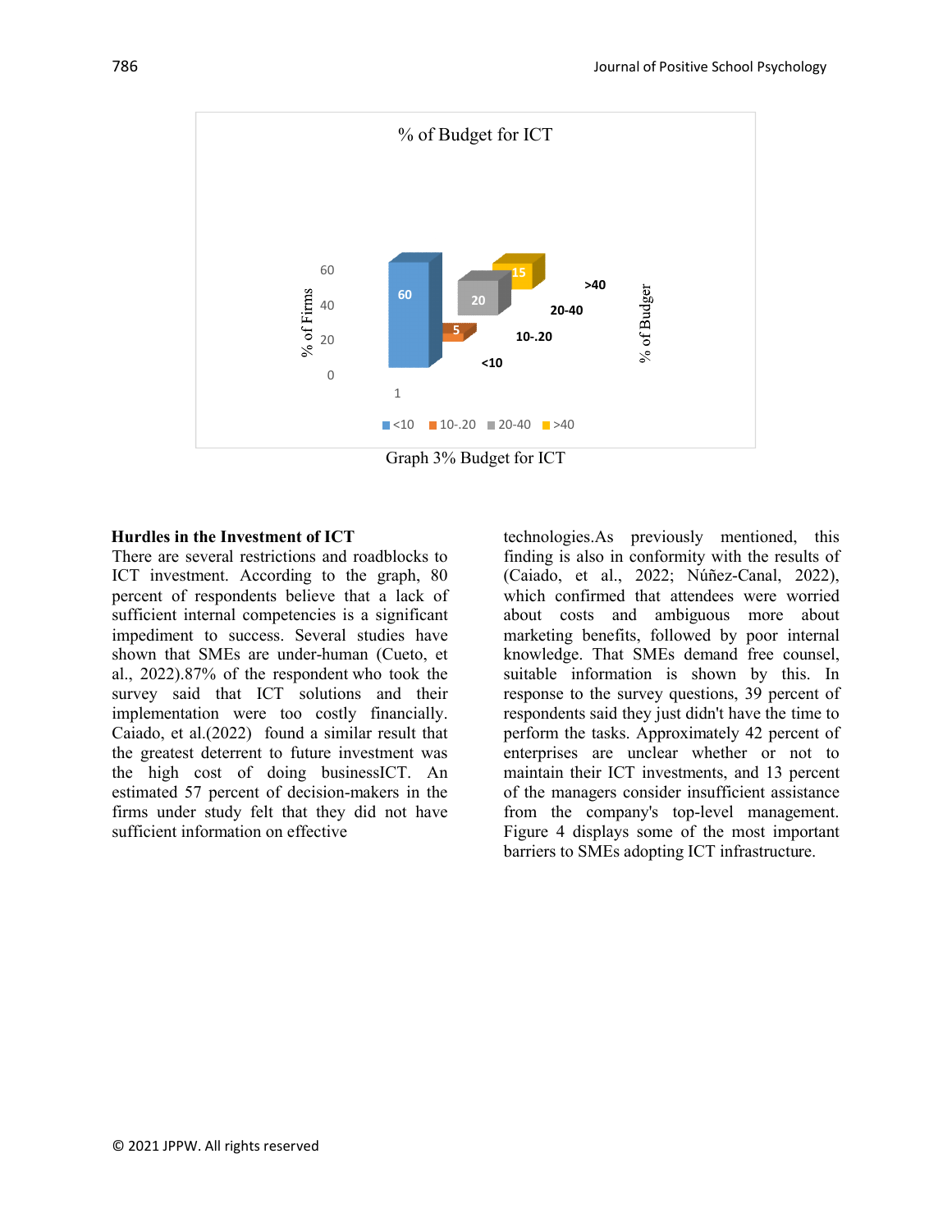Graph 3% Budget for ICT

**Hurdles in the Investment of ICT**

There are several restrictions and roadblocks to ICT investment. According to the graph, 80 percent of respondents believe that a lack of sufficient internal competencies is a significant impediment to success. Several studies have shown that SMEs are under-human (Cueto, et al., 2022).87% of the respondent who took the survey said that ICT solutions and their implementation were too costly financially. Caiado, et al.(2022) found a similar result that the greatest deterrent to future investment was the high cost of doing businessICT. An estimated 57 percent of decision-makers in the firms under study felt that they did not have sufficient information on effective technologies.As previously mentioned, this finding is also in conformity with the results of (Caiado, et al., 2022; Núñez-Canal, 2022), which confirmed that attendees were worried about costs and ambiguous more about marketing benefits, followed by poor internal knowledge. That SMEs demand free counsel, suitable information is shown by this. In response to the survey questions, 39 percent of respondents said they just didn't have the time to perform the tasks. Approximately 42 percent of enterprises are unclear whether or not to maintain their ICT investments, and 13 percent of the managers consider insufficient assistance from the company's top-level management. Figure 4 displays some of the most important barriers to SMEs adopting ICT infrastructure.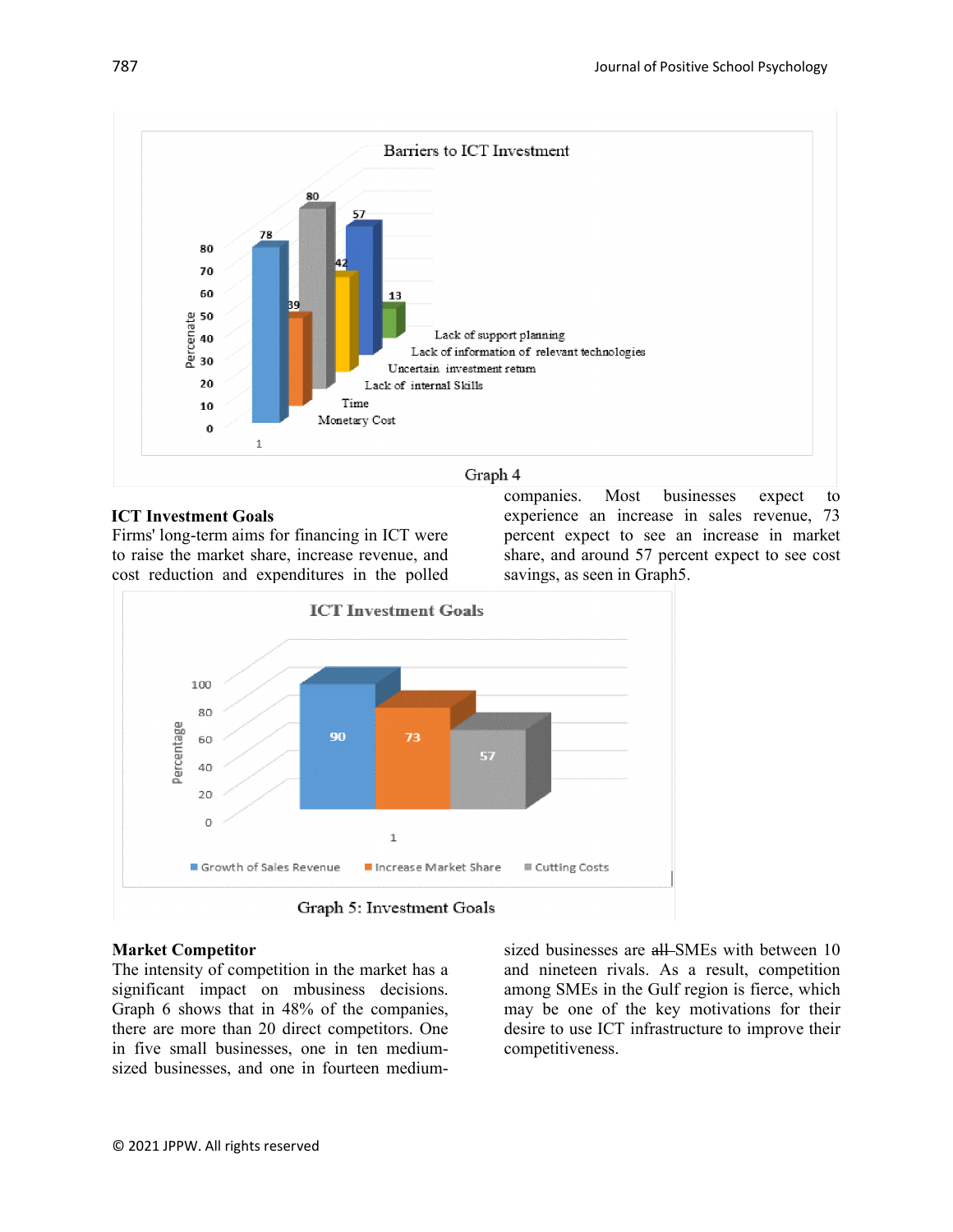Graph 4

## ICT Investment Goals

Firms' long-term aims for financing in ICT were to raise the market share, increase revenue, and cost reduction and expenditures in the polled companies. Most businesses expect to experience an increase in sales revenue, 73 percent expect to see an increase in market share, and around 57 percent expect to see cost savings, as seen in Graph5.

Graph 5: Investment Goals

## Market Competitor

The intensity of competition in the market has a significant impact on mbusiness decisions. Graph 6 shows that in 48% of the companies, there are more than 20 direct competitors. One in five small businesses, one in ten medium-sized businesses, and one in fourteen medium-sized businesses are ~~all~~ SMEs with between 10 and nineteen rivals. As a result, competition among SMEs in the Gulf region is fierce, which may be one of the key motivations for their desire to use ICT infrastructure to improve their competitiveness.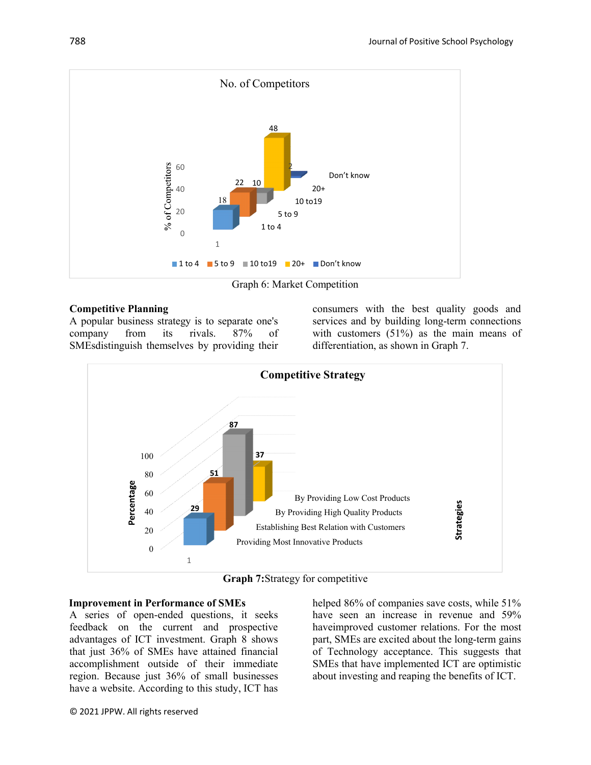Graph 6: Market Competition

**Competitive Planning**

A popular business strategy is to separate one's company from its rivals. 87% of SMEsdistinguish themselves by providing their consumers with the best quality goods and services and by building long-term connections with customers (51%) as the main means of differentiation, as shown in Graph 7.

**Graph 7:**Strategy for competitive

**Improvement in Performance of SMEs**

A series of open-ended questions, it seeks feedback on the current and prospective advantages of ICT investment. Graph 8 shows that just 36% of SMEs have attained financial accomplishment outside of their immediate region. Because just 36% of small businesses have a website. According to this study, ICT has helped 86% of companies save costs, while 51% have seen an increase in revenue and 59% haveimproved customer relations. For the most part, SMEs are excited about the long-term gains of Technology acceptance. This suggests that SMEs that have implemented ICT are optimistic about investing and reaping the benefits of ICT.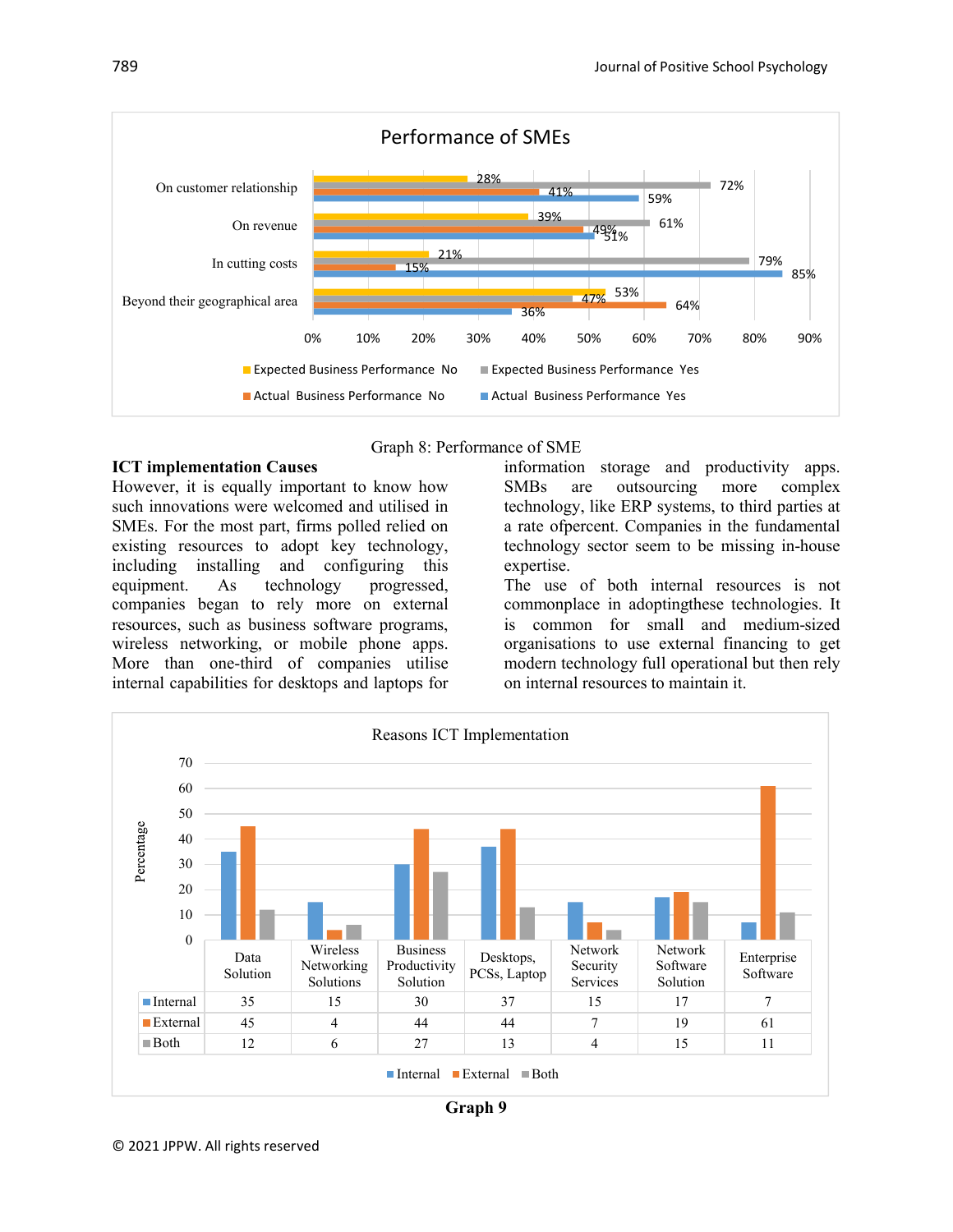Graph 8: Performance of SME

| | Expected Business Performance No | Expected Business Performance Yes | Actual Business Performance No | Actual Business Performance Yes |
|---|---|---|---|---|
| On customer relationship | 28% | 72% | 41% | 59% |
| On revenue | 39% | 61% | 49% | 51% |
| In cutting costs | 21% | 79% | 15% | 85% |
| Beyond their geographical area | 53% | 47% | 64% | 36% |

**ICT implementation Causes**

However, it is equally important to know how such innovations were welcomed and utilised in SMEs. For the most part, firms polled relied on existing resources to adopt key technology, including installing and configuring this equipment. As technology progressed, companies began to rely more on external resources, such as business software programs, wireless networking, or mobile phone apps. More than one-third of companies utilise internal capabilities for desktops and laptops for information storage and productivity apps. SMBs are outsourcing more complex technology, like ERP systems, to third parties at a rate ofpercent. Companies in the fundamental technology sector seem to be missing in-house expertise.

The use of both internal resources is not commonplace in adoptingthese technologies. It is common for small and medium-sized organisations to use external financing to get modern technology full operational but then rely on internal resources to maintain it.

Reasons ICT Implementation

| | Data Solution | Wireless Networking Solutions | Business Productivity Solution | Desktops, PCSs, Laptop | Network Security Services | Network Software Solution | Enterprise Software |
|---|---|---|---|---|---|---|---|
| Internal | 35 | 15 | 30 | 37 | 15 | 17 | 7 |
| External | 45 | 4 | 44 | 44 | 7 | 19 | 61 |
| Both | 12 | 6 | 27 | 13 | 4 | 15 | 11 |

**Graph 9**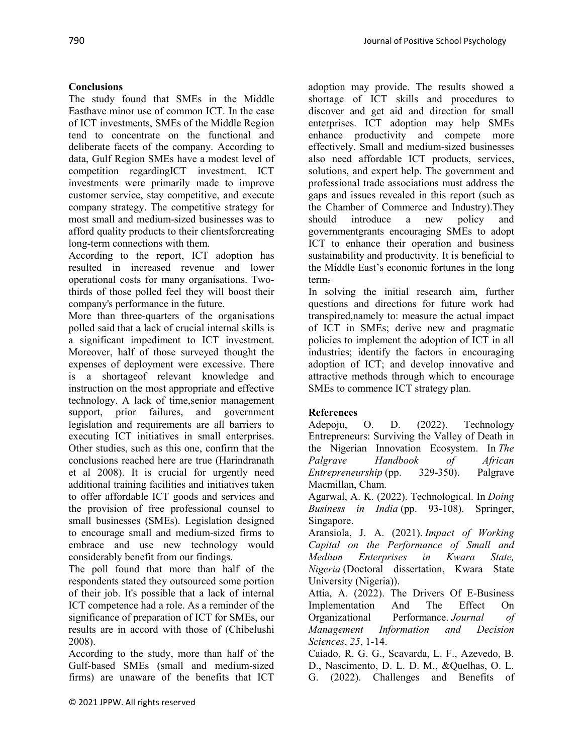## Conclusions

The study found that SMEs in the Middle Easthave minor use of common ICT. In the case of ICT investments, SMEs of the Middle Region tend to concentrate on the functional and deliberate facets of the company. According to data, Gulf Region SMEs have a modest level of competition regardingICT investment. ICT investments were primarily made to improve customer service, stay competitive, and execute company strategy. The competitive strategy for most small and medium-sized businesses was to afford quality products to their clientsforcreating long-term connections with them.

According to the report, ICT adoption has resulted in increased revenue and lower operational costs for many organisations. Two-thirds of those polled feel they will boost their company's performance in the future.

More than three-quarters of the organisations polled said that a lack of crucial internal skills is a significant impediment to ICT investment. Moreover, half of those surveyed thought the expenses of deployment were excessive. There is a shortageof relevant knowledge and instruction on the most appropriate and effective technology. A lack of time,senior management support, prior failures, and government legislation and requirements are all barriers to executing ICT initiatives in small enterprises. Other studies, such as this one, confirm that the conclusions reached here are true (Harindranath et al 2008). It is crucial for urgently need additional training facilities and initiatives taken to offer affordable ICT goods and services and the provision of free professional counsel to small businesses (SMEs). Legislation designed to encourage small and medium-sized firms to embrace and use new technology would considerably benefit from our findings.

The poll found that more than half of the respondents stated they outsourced some portion of their job. It's possible that a lack of internal ICT competence had a role. As a reminder of the significance of preparation of ICT for SMEs, our results are in accord with those of (Chibelushi 2008).

According to the study, more than half of the Gulf-based SMEs (small and medium-sized firms) are unaware of the benefits that ICT adoption may provide. The results showed a shortage of ICT skills and procedures to discover and get aid and direction for small enterprises. ICT adoption may help SMEs enhance productivity and compete more effectively. Small and medium-sized businesses also need affordable ICT products, services, solutions, and expert help. The government and professional trade associations must address the gaps and issues revealed in this report (such as the Chamber of Commerce and Industry).They should introduce a new policy and governmentgrants encouraging SMEs to adopt ICT to enhance their operation and business sustainability and productivity. It is beneficial to the Middle East's economic fortunes in the long term.

In solving the initial research aim, further questions and directions for future work had transpired,namely to: measure the actual impact of ICT in SMEs; derive new and pragmatic policies to implement the adoption of ICT in all industries; identify the factors in encouraging adoption of ICT; and develop innovative and attractive methods through which to encourage SMEs to commence ICT strategy plan.

## References

Adepoju, O. D. (2022). Technology Entrepreneurs: Surviving the Valley of Death in the Nigerian Innovation Ecosystem. In *The Palgrave Handbook of African Entrepreneurship* (pp. 329-350). Palgrave Macmillan, Cham.

Agarwal, A. K. (2022). Technological. In *Doing Business in India* (pp. 93-108). Springer, Singapore.

Aransiola, J. A. (2021). *Impact of Working Capital on the Performance of Small and Medium Enterprises in Kwara State, Nigeria* (Doctoral dissertation, Kwara State University (Nigeria)).

Attia, A. (2022). The Drivers Of E-Business Implementation And The Effect On Organizational Performance. *Journal of Management Information and Decision Sciences*, *25*, 1-14.

Caiado, R. G. G., Scavarda, L. F., Azevedo, B. D., Nascimento, D. L. D. M., &Quelhas, O. L. G. (2022). Challenges and Benefits of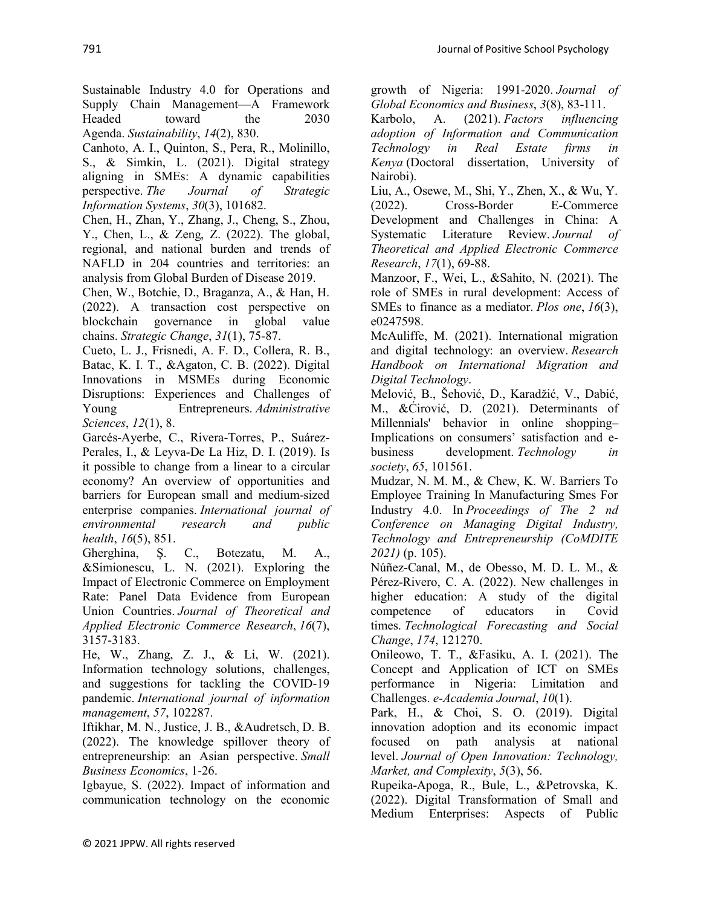Sustainable Industry 4.0 for Operations and Supply Chain Management—A Framework Headed toward the 2030 Agenda. *Sustainability*, *14*(2), 830.

Canhoto, A. I., Quinton, S., Pera, R., Molinillo, S., & Simkin, L. (2021). Digital strategy aligning in SMEs: A dynamic capabilities perspective. *The Journal of Strategic Information Systems*, *30*(3), 101682.

Chen, H., Zhan, Y., Zhang, J., Cheng, S., Zhou, Y., Chen, L., & Zeng, Z. (2022). The global, regional, and national burden and trends of NAFLD in 204 countries and territories: an analysis from Global Burden of Disease 2019.

Chen, W., Botchie, D., Braganza, A., & Han, H. (2022). A transaction cost perspective on blockchain governance in global value chains. *Strategic Change*, *31*(1), 75-87.

Cueto, L. J., Frisnedi, A. F. D., Collera, R. B., Batac, K. I. T., &Agaton, C. B. (2022). Digital Innovations in MSMEs during Economic Disruptions: Experiences and Challenges of Young Entrepreneurs. *Administrative Sciences*, *12*(1), 8.

Garcés-Ayerbe, C., Rivera-Torres, P., Suárez-Perales, I., & Leyva-De La Hiz, D. I. (2019). Is it possible to change from a linear to a circular economy? An overview of opportunities and barriers for European small and medium-sized enterprise companies. *International journal of environmental research and public health*, *16*(5), 851.

Gherghina, Ș. C., Botezatu, M. A., &Simionescu, L. N. (2021). Exploring the Impact of Electronic Commerce on Employment Rate: Panel Data Evidence from European Union Countries. *Journal of Theoretical and Applied Electronic Commerce Research*, *16*(7), 3157-3183.

He, W., Zhang, Z. J., & Li, W. (2021). Information technology solutions, challenges, and suggestions for tackling the COVID-19 pandemic. *International journal of information management*, *57*, 102287.

Iftikhar, M. N., Justice, J. B., &Audretsch, D. B. (2022). The knowledge spillover theory of entrepreneurship: an Asian perspective. *Small Business Economics*, 1-26.

Igbayue, S. (2022). Impact of information and communication technology on the economic growth of Nigeria: 1991-2020. *Journal of Global Economics and Business*, *3*(8), 83-111.

Karbolo, A. (2021). *Factors influencing adoption of Information and Communication Technology in Real Estate firms in Kenya* (Doctoral dissertation, University of Nairobi).

Liu, A., Osewe, M., Shi, Y., Zhen, X., & Wu, Y. (2022). Cross-Border E-Commerce Development and Challenges in China: A Systematic Literature Review. *Journal of Theoretical and Applied Electronic Commerce Research*, *17*(1), 69-88.

Manzoor, F., Wei, L., &Sahito, N. (2021). The role of SMEs in rural development: Access of SMEs to finance as a mediator. *Plos one*, *16*(3), e0247598.

McAuliffe, M. (2021). International migration and digital technology: an overview. *Research Handbook on International Migration and Digital Technology*.

Melović, B., Šehović, D., Karadžić, V., Dabić, M., &Ćirović, D. (2021). Determinants of Millennials' behavior in online shopping–Implications on consumers' satisfaction and e-business development. *Technology in society*, *65*, 101561.

Mudzar, N. M. M., & Chew, K. W. Barriers To Employee Training In Manufacturing Smes For Industry 4.0. In *Proceedings of The 2 nd Conference on Managing Digital Industry, Technology and Entrepreneurship (CoMDITE 2021)* (p. 105).

Núñez-Canal, M., de Obesso, M. D. L. M., & Pérez-Rivero, C. A. (2022). New challenges in higher education: A study of the digital competence of educators in Covid times. *Technological Forecasting and Social Change*, *174*, 121270.

Onileowo, T. T., &Fasiku, A. I. (2021). The Concept and Application of ICT on SMEs performance in Nigeria: Limitation and Challenges. *e-Academia Journal*, *10*(1).

Park, H., & Choi, S. O. (2019). Digital innovation adoption and its economic impact focused on path analysis at national level. *Journal of Open Innovation: Technology, Market, and Complexity*, *5*(3), 56.

Rupeika-Apoga, R., Bule, L., &Petrovska, K. (2022). Digital Transformation of Small and Medium Enterprises: Aspects of Public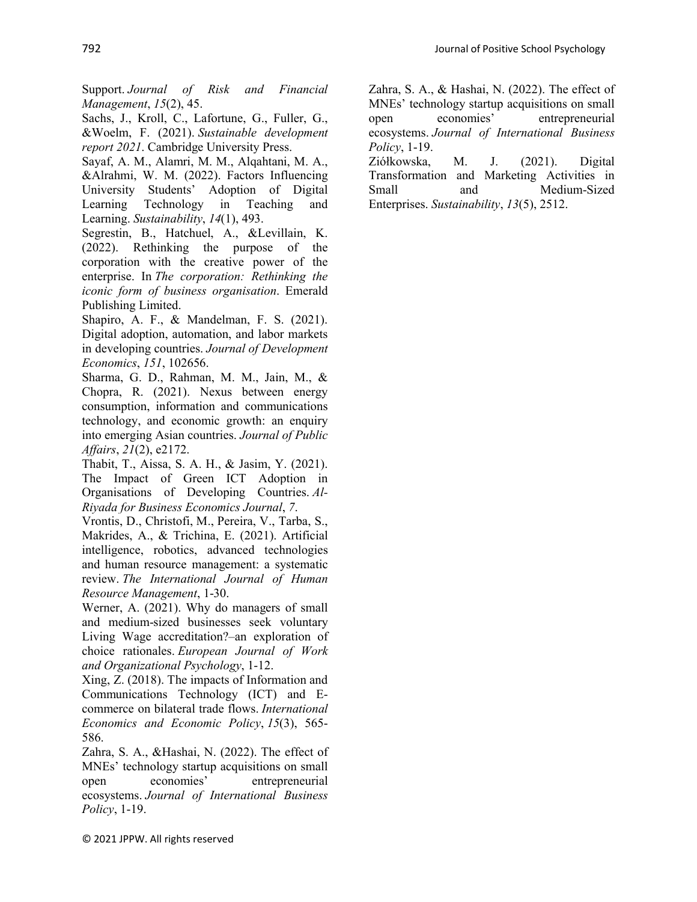Support. *Journal of Risk and Financial Management*, *15*(2), 45.

Sachs, J., Kroll, C., Lafortune, G., Fuller, G., &Woelm, F. (2021). *Sustainable development report 2021*. Cambridge University Press.

Sayaf, A. M., Alamri, M. M., Alqahtani, M. A., &Alrahmi, W. M. (2022). Factors Influencing University Students' Adoption of Digital Learning Technology in Teaching and Learning. *Sustainability*, *14*(1), 493.

Segrestin, B., Hatchuel, A., &Levillain, K. (2022). Rethinking the purpose of the corporation with the creative power of the enterprise. In *The corporation: Rethinking the iconic form of business organisation*. Emerald Publishing Limited.

Shapiro, A. F., & Mandelman, F. S. (2021). Digital adoption, automation, and labor markets in developing countries. *Journal of Development Economics*, *151*, 102656.

Sharma, G. D., Rahman, M. M., Jain, M., & Chopra, R. (2021). Nexus between energy consumption, information and communications technology, and economic growth: an enquiry into emerging Asian countries. *Journal of Public Affairs*, *21*(2), e2172.

Thabit, T., Aissa, S. A. H., & Jasim, Y. (2021). The Impact of Green ICT Adoption in Organisations of Developing Countries. *Al-Riyada for Business Economics Journal*, *7*.

Vrontis, D., Christofi, M., Pereira, V., Tarba, S., Makrides, A., & Trichina, E. (2021). Artificial intelligence, robotics, advanced technologies and human resource management: a systematic review. *The International Journal of Human Resource Management*, 1-30.

Werner, A. (2021). Why do managers of small and medium-sized businesses seek voluntary Living Wage accreditation?–an exploration of choice rationales. *European Journal of Work and Organizational Psychology*, 1-12.

Xing, Z. (2018). The impacts of Information and Communications Technology (ICT) and E-commerce on bilateral trade flows. *International Economics and Economic Policy*, *15*(3), 565-586.

Zahra, S. A., &Hashai, N. (2022). The effect of MNEs' technology startup acquisitions on small open economies' entrepreneurial ecosystems. *Journal of International Business Policy*, 1-19.

Zahra, S. A., & Hashai, N. (2022). The effect of MNEs' technology startup acquisitions on small open economies' entrepreneurial ecosystems. *Journal of International Business Policy*, 1-19.

Ziółkowska, M. J. (2021). Digital Transformation and Marketing Activities in Small and Medium-Sized Enterprises. *Sustainability*, *13*(5), 2512.